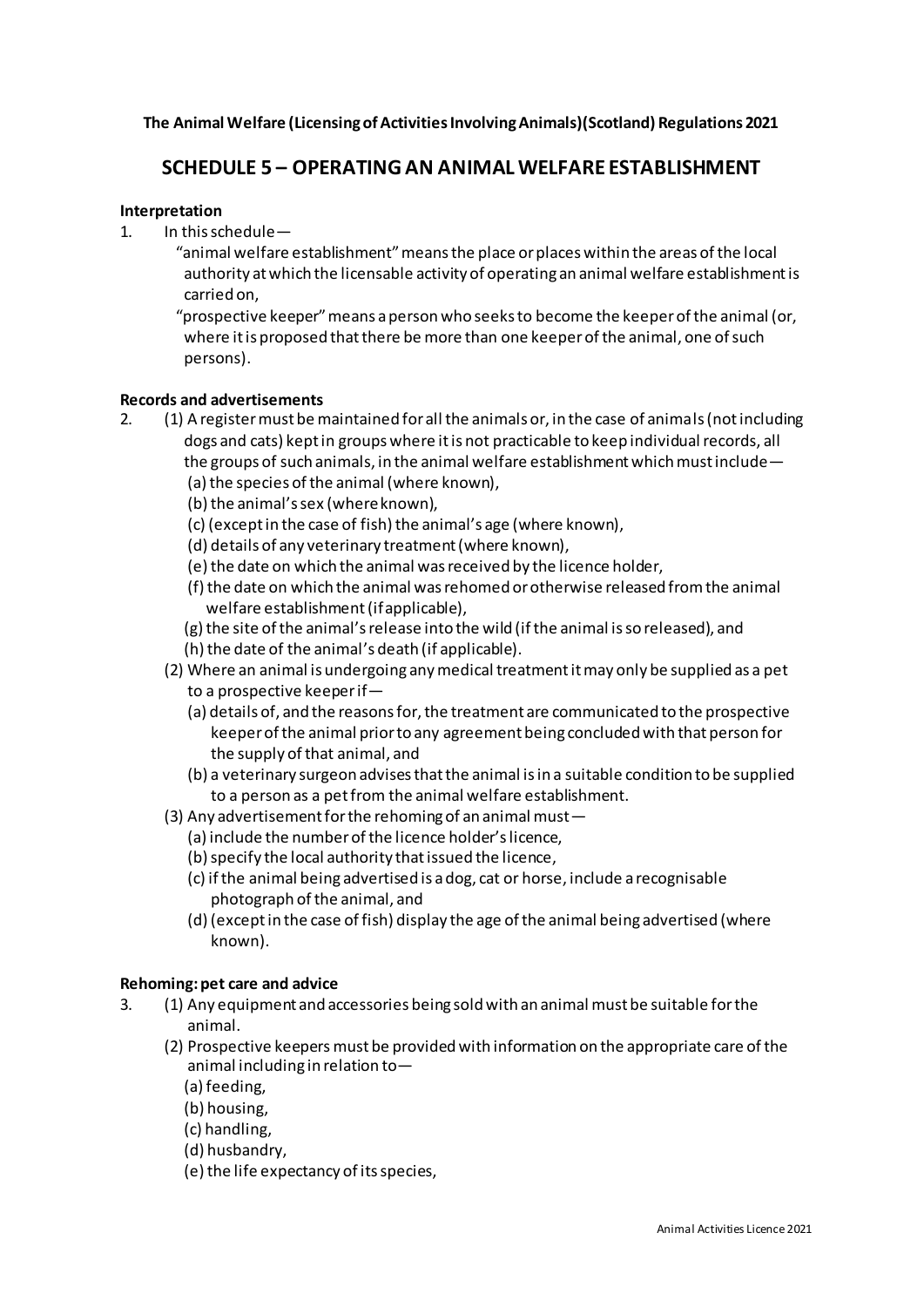**The Animal Welfare (Licensing of Activities Involving Animals)(Scotland) Regulations 2021**

## SCHEDULE 5 – OPERATING AN ANIMAL WELFARE ESTABLISHMENT

**Interpretation**

1. In this schedule—

   "animal welfare establishment" means the place or places within the areas of the local authority at which the licensable activity of operating an animal welfare establishment is carried on,

   "prospective keeper" means a person who seeks to become the keeper of the animal (or, where it is proposed that there be more than one keeper of the animal, one of such persons).

**Records and advertisements**

2. (1) A register must be maintained for all the animals or, in the case of animals (not including dogs and cats) kept in groups where it is not practicable to keep individual records, all the groups of such animals, in the animal welfare establishment which must include—
   - (a) the species of the animal (where known),
   - (b) the animal's sex (where known),
   - (c) (except in the case of fish) the animal's age (where known),
   - (d) details of any veterinary treatment (where known),
   - (e) the date on which the animal was received by the licence holder,
   - (f) the date on which the animal was rehomed or otherwise released from the animal welfare establishment (if applicable),
   - (g) the site of the animal's release into the wild (if the animal is so released), and
   - (h) the date of the animal's death (if applicable).

   (2) Where an animal is undergoing any medical treatment it may only be supplied as a pet to a prospective keeper if—
   - (a) details of, and the reasons for, the treatment are communicated to the prospective keeper of the animal prior to any agreement being concluded with that person for the supply of that animal, and
   - (b) a veterinary surgeon advises that the animal is in a suitable condition to be supplied to a person as a pet from the animal welfare establishment.

   (3) Any advertisement for the rehoming of an animal must—
   - (a) include the number of the licence holder's licence,
   - (b) specify the local authority that issued the licence,
   - (c) if the animal being advertised is a dog, cat or horse, include a recognisable photograph of the animal, and
   - (d) (except in the case of fish) display the age of the animal being advertised (where known).

**Rehoming: pet care and advice**

3. (1) Any equipment and accessories being sold with an animal must be suitable for the animal.

   (2) Prospective keepers must be provided with information on the appropriate care of the animal including in relation to—
   - (a) feeding,
   - (b) housing,
   - (c) handling,
   - (d) husbandry,
   - (e) the life expectancy of its species,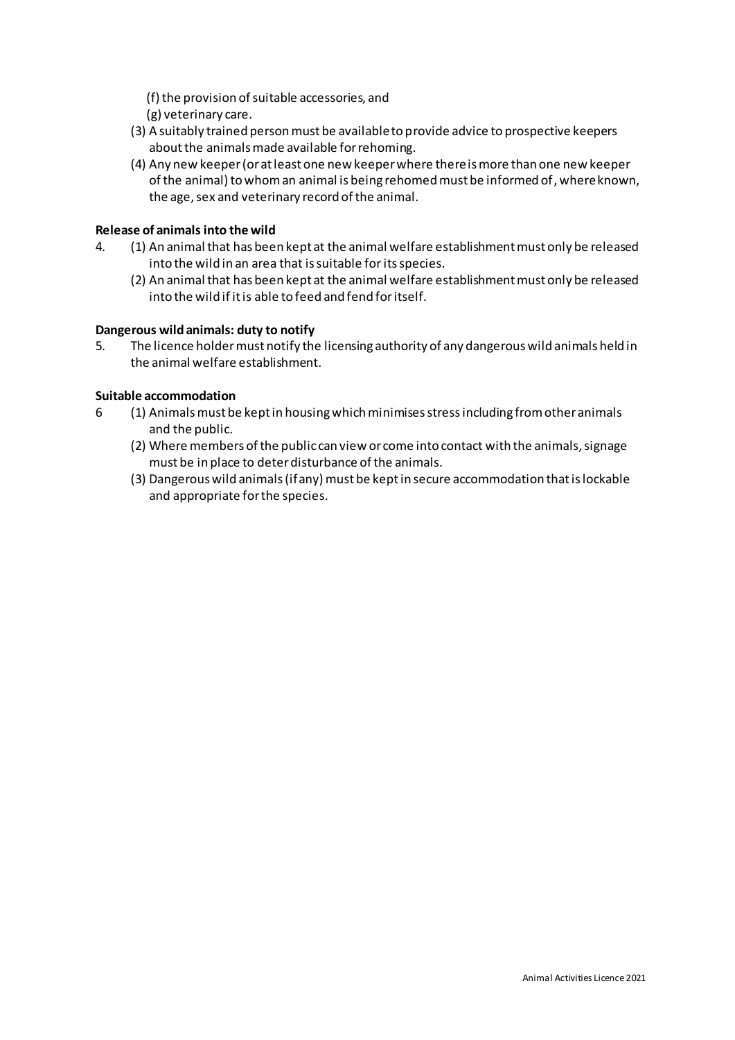(f) the provision of suitable accessories, and

(g) veterinary care.

(3) A suitably trained person must be available to provide advice to prospective keepers about the animals made available for rehoming.

(4) Any new keeper (or at least one new keeper where there is more than one new keeper of the animal) to whom an animal is being rehomed must be informed of, where known, the age, sex and veterinary record of the animal.

**Release of animals into the wild**

4. (1) An animal that has been kept at the animal welfare establishment must only be released into the wild in an area that is suitable for its species.

   (2) An animal that has been kept at the animal welfare establishment must only be released into the wild if it is able to feed and fend for itself.

**Dangerous wild animals: duty to notify**

5. The licence holder must notify the licensing authority of any dangerous wild animals held in the animal welfare establishment.

**Suitable accommodation**

6 (1) Animals must be kept in housing which minimises stress including from other animals and the public.

   (2) Where members of the public can view or come into contact with the animals, signage must be in place to deter disturbance of the animals.

   (3) Dangerous wild animals (if any) must be kept in secure accommodation that is lockable and appropriate for the species.